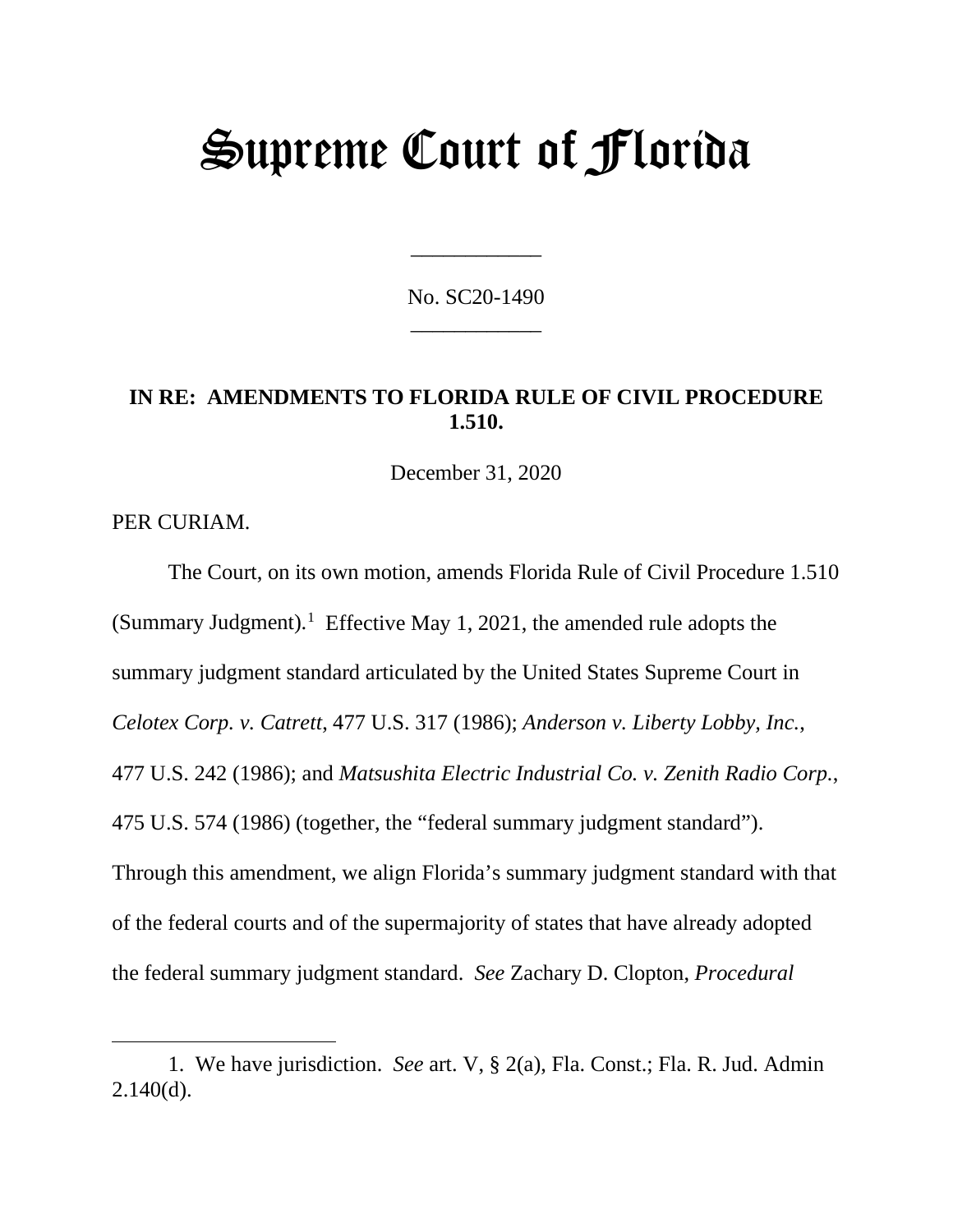# Supreme Court of Florida

No. SC20-1490

**IN RE: AMENDMENTS TO FLORIDA RULE OF CIVIL PROCEDURE 1.510.**

December 31, 2020

PER CURIAM.

The Court, on its own motion, amends Florida Rule of Civil Procedure 1.510 (Summary Judgment).[1] Effective May 1, 2021, the amended rule adopts the summary judgment standard articulated by the United States Supreme Court in *Celotex Corp. v. Catrett*, 477 U.S. 317 (1986); *Anderson v. Liberty Lobby, Inc.*, 477 U.S. 242 (1986); and *Matsushita Electric Industrial Co. v. Zenith Radio Corp.*, 475 U.S. 574 (1986) (together, the "federal summary judgment standard"). Through this amendment, we align Florida's summary judgment standard with that of the federal courts and of the supermajority of states that have already adopted the federal summary judgment standard. *See* Zachary D. Clopton, *Procedural*

1. We have jurisdiction. *See* art. V, § 2(a), Fla. Const.; Fla. R. Jud. Admin 2.140(d).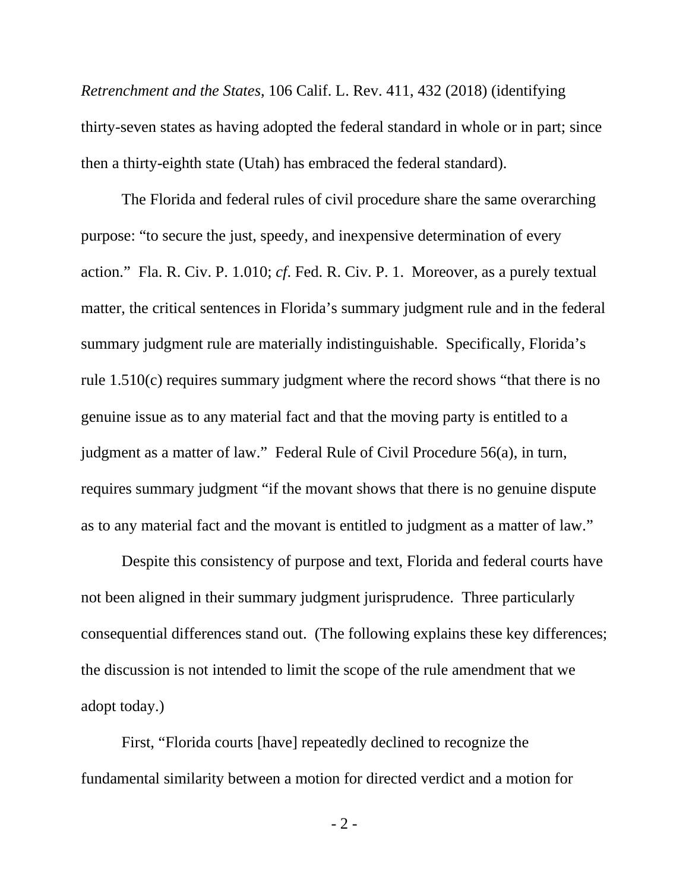*Retrenchment and the States*, 106 Calif. L. Rev. 411, 432 (2018) (identifying thirty-seven states as having adopted the federal standard in whole or in part; since then a thirty-eighth state (Utah) has embraced the federal standard).

The Florida and federal rules of civil procedure share the same overarching purpose: "to secure the just, speedy, and inexpensive determination of every action." Fla. R. Civ. P. 1.010; *cf*. Fed. R. Civ. P. 1. Moreover, as a purely textual matter, the critical sentences in Florida's summary judgment rule and in the federal summary judgment rule are materially indistinguishable. Specifically, Florida's rule 1.510(c) requires summary judgment where the record shows "that there is no genuine issue as to any material fact and that the moving party is entitled to a judgment as a matter of law." Federal Rule of Civil Procedure 56(a), in turn, requires summary judgment "if the movant shows that there is no genuine dispute as to any material fact and the movant is entitled to judgment as a matter of law."

Despite this consistency of purpose and text, Florida and federal courts have not been aligned in their summary judgment jurisprudence. Three particularly consequential differences stand out. (The following explains these key differences; the discussion is not intended to limit the scope of the rule amendment that we adopt today.)

First, "Florida courts [have] repeatedly declined to recognize the fundamental similarity between a motion for directed verdict and a motion for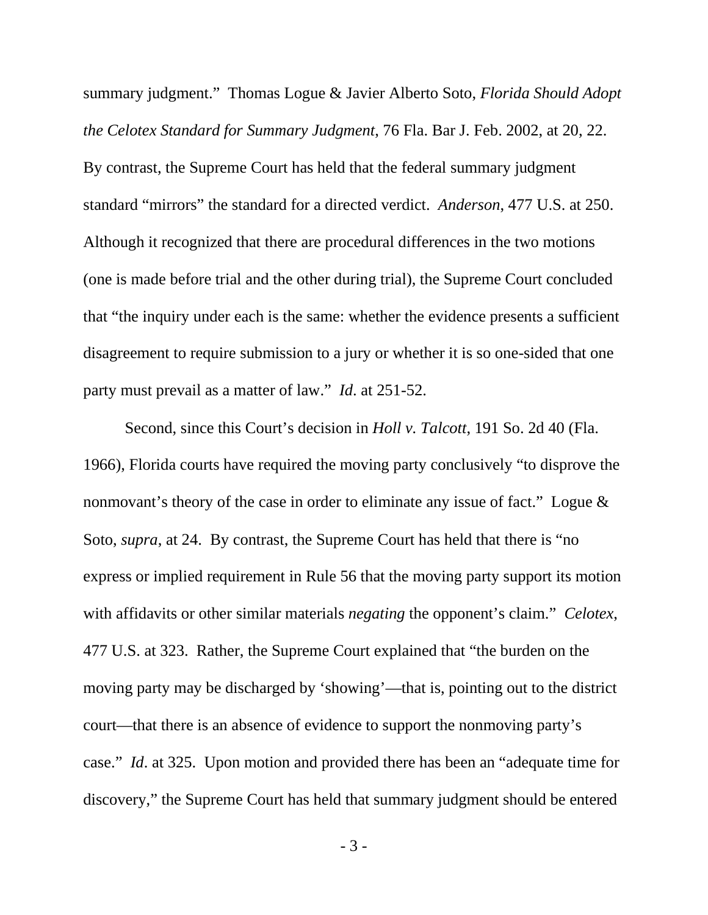summary judgment." Thomas Logue & Javier Alberto Soto, *Florida Should Adopt the Celotex Standard for Summary Judgment*, 76 Fla. Bar J. Feb. 2002, at 20, 22. By contrast, the Supreme Court has held that the federal summary judgment standard "mirrors" the standard for a directed verdict. *Anderson*, 477 U.S. at 250. Although it recognized that there are procedural differences in the two motions (one is made before trial and the other during trial), the Supreme Court concluded that "the inquiry under each is the same: whether the evidence presents a sufficient disagreement to require submission to a jury or whether it is so one-sided that one party must prevail as a matter of law." *Id*. at 251-52.

Second, since this Court's decision in *Holl v. Talcott*, 191 So. 2d 40 (Fla. 1966), Florida courts have required the moving party conclusively "to disprove the nonmovant's theory of the case in order to eliminate any issue of fact." Logue & Soto, *supra*, at 24. By contrast, the Supreme Court has held that there is "no express or implied requirement in Rule 56 that the moving party support its motion with affidavits or other similar materials *negating* the opponent's claim." *Celotex*, 477 U.S. at 323. Rather, the Supreme Court explained that "the burden on the moving party may be discharged by 'showing'—that is, pointing out to the district court—that there is an absence of evidence to support the nonmoving party's case." *Id*. at 325. Upon motion and provided there has been an "adequate time for discovery," the Supreme Court has held that summary judgment should be entered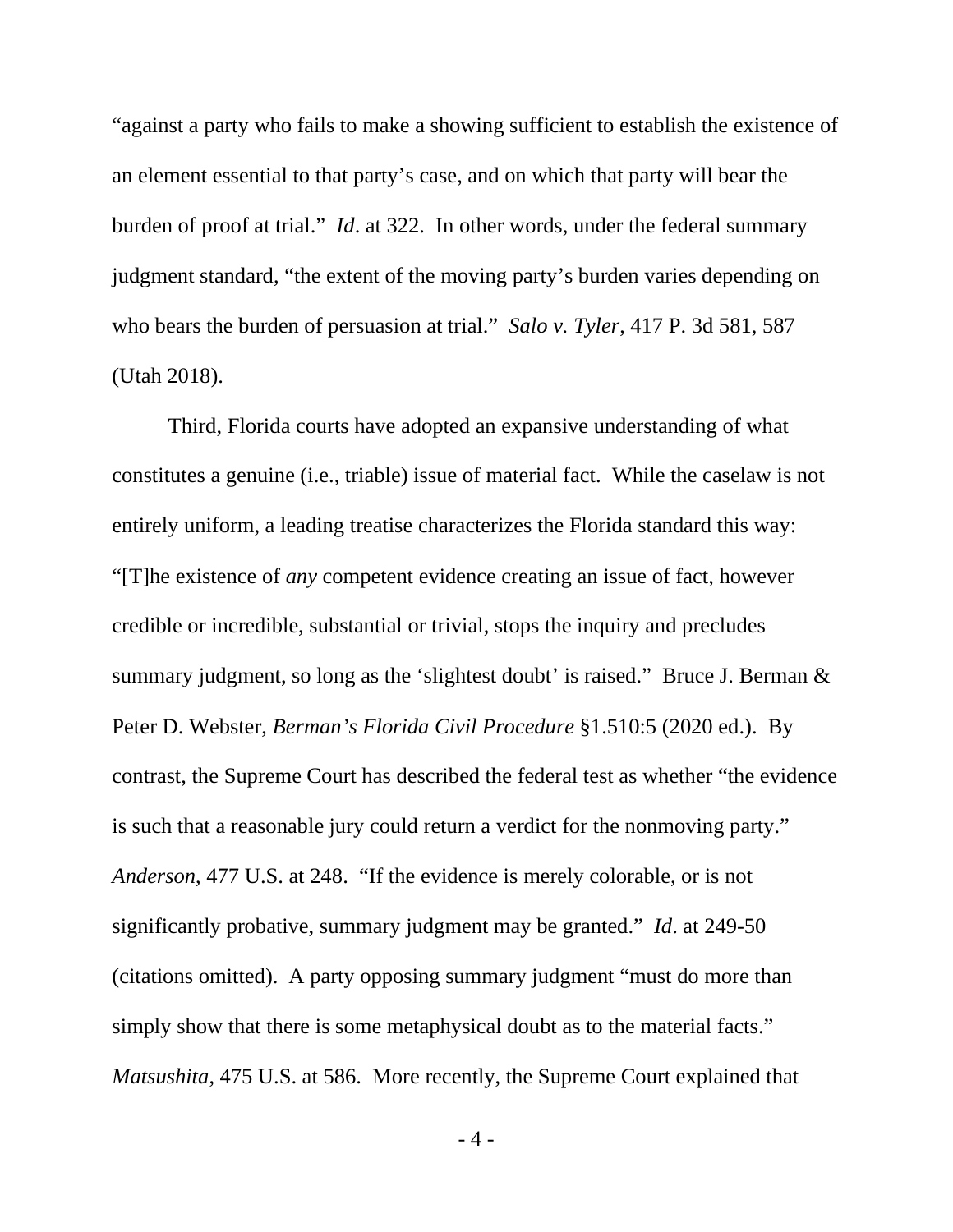"against a party who fails to make a showing sufficient to establish the existence of an element essential to that party's case, and on which that party will bear the burden of proof at trial." *Id*. at 322. In other words, under the federal summary judgment standard, "the extent of the moving party's burden varies depending on who bears the burden of persuasion at trial." *Salo v. Tyler*, 417 P. 3d 581, 587 (Utah 2018).

Third, Florida courts have adopted an expansive understanding of what constitutes a genuine (i.e., triable) issue of material fact. While the caselaw is not entirely uniform, a leading treatise characterizes the Florida standard this way: "[T]he existence of *any* competent evidence creating an issue of fact, however credible or incredible, substantial or trivial, stops the inquiry and precludes summary judgment, so long as the 'slightest doubt' is raised." Bruce J. Berman & Peter D. Webster, *Berman's Florida Civil Procedure* §1.510:5 (2020 ed.). By contrast, the Supreme Court has described the federal test as whether "the evidence is such that a reasonable jury could return a verdict for the nonmoving party." *Anderson*, 477 U.S. at 248. "If the evidence is merely colorable, or is not significantly probative, summary judgment may be granted." *Id*. at 249-50 (citations omitted). A party opposing summary judgment "must do more than simply show that there is some metaphysical doubt as to the material facts." *Matsushita*, 475 U.S. at 586. More recently, the Supreme Court explained that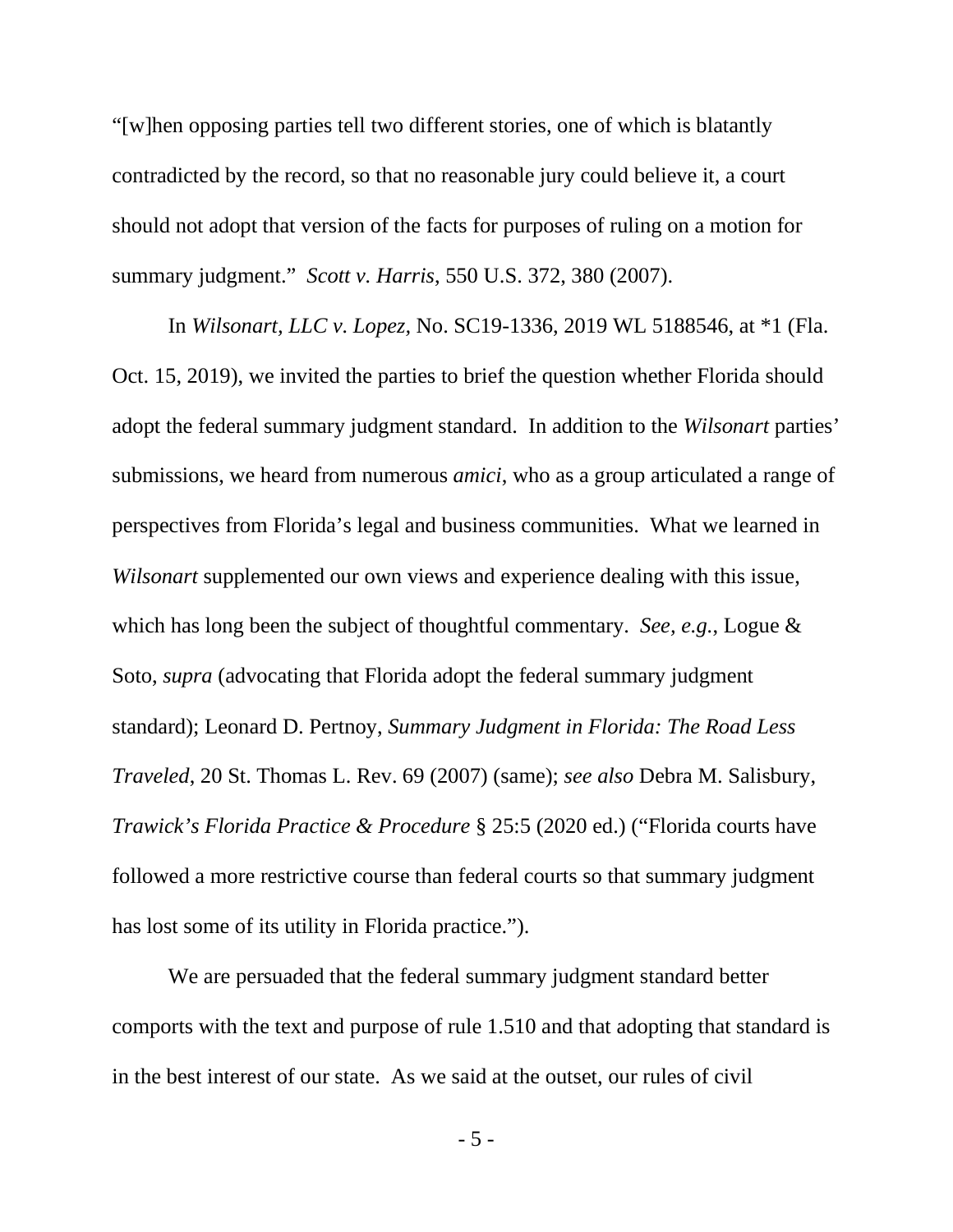"[w]hen opposing parties tell two different stories, one of which is blatantly contradicted by the record, so that no reasonable jury could believe it, a court should not adopt that version of the facts for purposes of ruling on a motion for summary judgment." *Scott v. Harris*, 550 U.S. 372, 380 (2007).

In *Wilsonart, LLC v. Lopez*, No. SC19-1336, 2019 WL 5188546, at *1 (Fla. Oct. 15, 2019), we invited the parties to brief the question whether Florida should adopt the federal summary judgment standard. In addition to the *Wilsonart* parties' submissions, we heard from numerous *amici*, who as a group articulated a range of perspectives from Florida's legal and business communities. What we learned in *Wilsonart* supplemented our own views and experience dealing with this issue, which has long been the subject of thoughtful commentary. *See, e.g.*, Logue & Soto, *supra* (advocating that Florida adopt the federal summary judgment standard); Leonard D. Pertnoy, *Summary Judgment in Florida: The Road Less Traveled*, 20 St. Thomas L. Rev. 69 (2007) (same); *see also* Debra M. Salisbury, *Trawick's Florida Practice & Procedure* § 25:5 (2020 ed.) ("Florida courts have followed a more restrictive course than federal courts so that summary judgment has lost some of its utility in Florida practice.").

We are persuaded that the federal summary judgment standard better comports with the text and purpose of rule 1.510 and that adopting that standard is in the best interest of our state. As we said at the outset, our rules of civil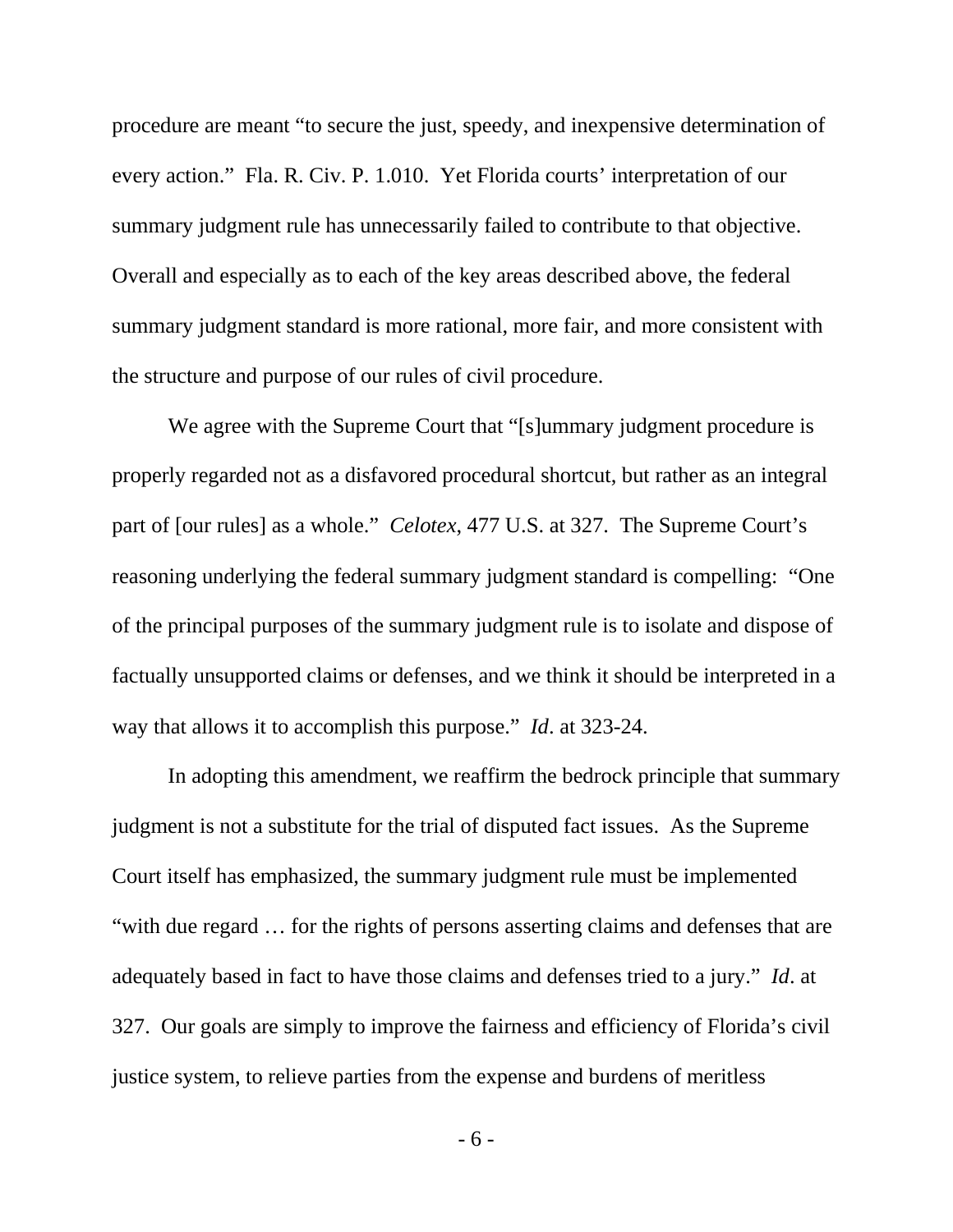procedure are meant "to secure the just, speedy, and inexpensive determination of every action." Fla. R. Civ. P. 1.010. Yet Florida courts' interpretation of our summary judgment rule has unnecessarily failed to contribute to that objective. Overall and especially as to each of the key areas described above, the federal summary judgment standard is more rational, more fair, and more consistent with the structure and purpose of our rules of civil procedure.

We agree with the Supreme Court that "[s]ummary judgment procedure is properly regarded not as a disfavored procedural shortcut, but rather as an integral part of [our rules] as a whole." *Celotex*, 477 U.S. at 327. The Supreme Court's reasoning underlying the federal summary judgment standard is compelling: "One of the principal purposes of the summary judgment rule is to isolate and dispose of factually unsupported claims or defenses, and we think it should be interpreted in a way that allows it to accomplish this purpose." *Id*. at 323-24.

In adopting this amendment, we reaffirm the bedrock principle that summary judgment is not a substitute for the trial of disputed fact issues. As the Supreme Court itself has emphasized, the summary judgment rule must be implemented "with due regard … for the rights of persons asserting claims and defenses that are adequately based in fact to have those claims and defenses tried to a jury." *Id*. at 327. Our goals are simply to improve the fairness and efficiency of Florida's civil justice system, to relieve parties from the expense and burdens of meritless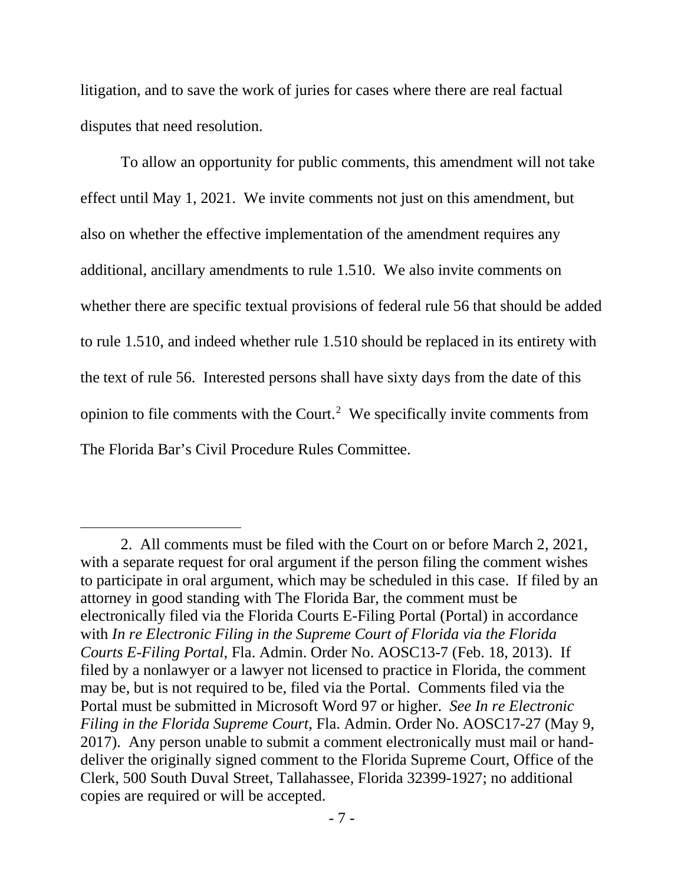litigation, and to save the work of juries for cases where there are real factual disputes that need resolution.

To allow an opportunity for public comments, this amendment will not take effect until May 1, 2021. We invite comments not just on this amendment, but also on whether the effective implementation of the amendment requires any additional, ancillary amendments to rule 1.510. We also invite comments on whether there are specific textual provisions of federal rule 56 that should be added to rule 1.510, and indeed whether rule 1.510 should be replaced in its entirety with the text of rule 56. Interested persons shall have sixty days from the date of this opinion to file comments with the Court.[2] We specifically invite comments from The Florida Bar's Civil Procedure Rules Committee.

---

2. All comments must be filed with the Court on or before March 2, 2021, with a separate request for oral argument if the person filing the comment wishes to participate in oral argument, which may be scheduled in this case. If filed by an attorney in good standing with The Florida Bar, the comment must be electronically filed via the Florida Courts E-Filing Portal (Portal) in accordance with *In re Electronic Filing in the Supreme Court of Florida via the Florida Courts E-Filing Portal*, Fla. Admin. Order No. AOSC13-7 (Feb. 18, 2013). If filed by a nonlawyer or a lawyer not licensed to practice in Florida, the comment may be, but is not required to be, filed via the Portal. Comments filed via the Portal must be submitted in Microsoft Word 97 or higher. *See In re Electronic Filing in the Florida Supreme Court*, Fla. Admin. Order No. AOSC17-27 (May 9, 2017). Any person unable to submit a comment electronically must mail or hand-deliver the originally signed comment to the Florida Supreme Court, Office of the Clerk, 500 South Duval Street, Tallahassee, Florida 32399-1927; no additional copies are required or will be accepted.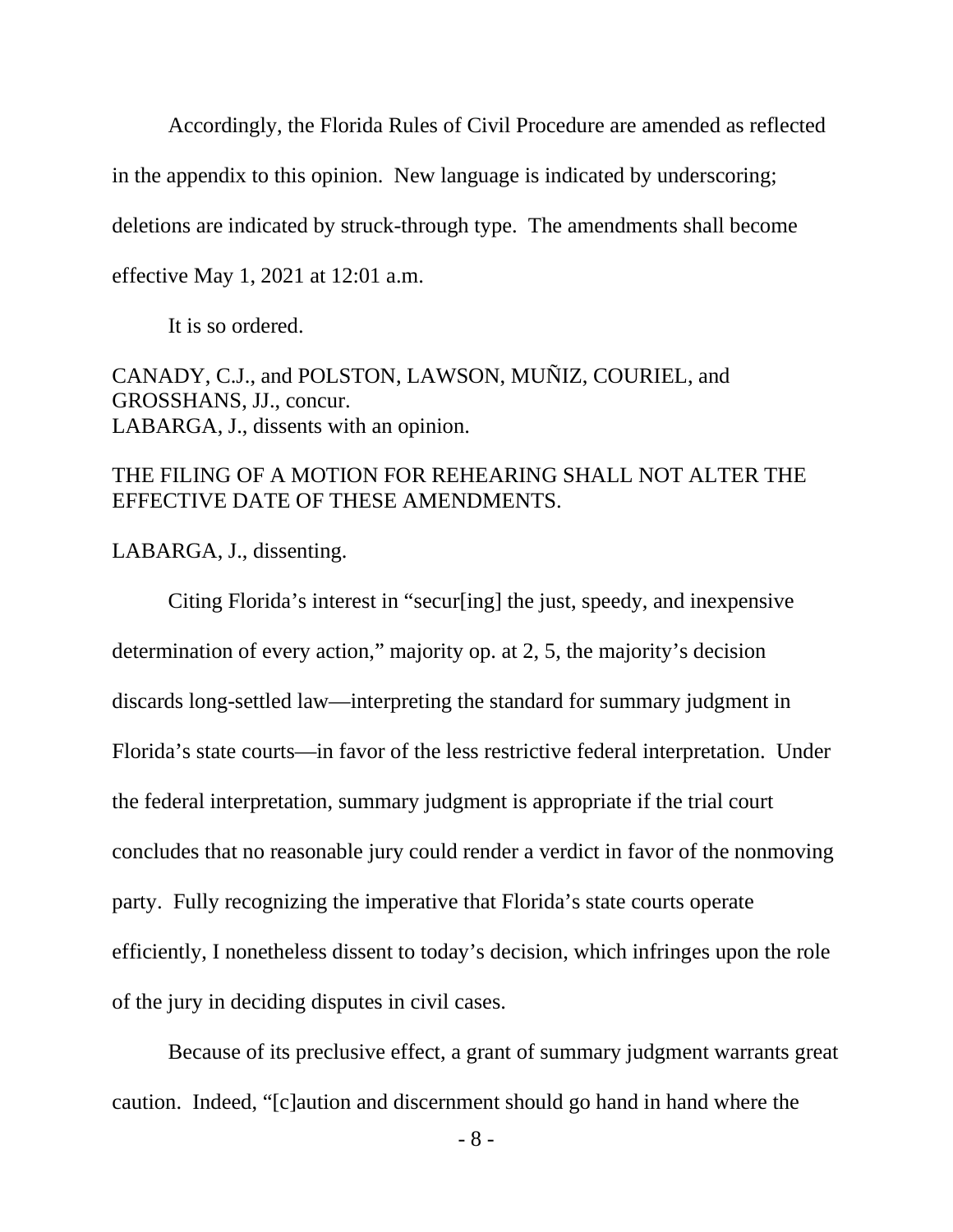Accordingly, the Florida Rules of Civil Procedure are amended as reflected in the appendix to this opinion. New language is indicated by underscoring; deletions are indicated by struck-through type. The amendments shall become effective May 1, 2021 at 12:01 a.m.

It is so ordered.

CANADY, C.J., and POLSTON, LAWSON, MUÑIZ, COURIEL, and GROSSHANS, JJ., concur.
LABARGA, J., dissents with an opinion.

THE FILING OF A MOTION FOR REHEARING SHALL NOT ALTER THE EFFECTIVE DATE OF THESE AMENDMENTS.

LABARGA, J., dissenting.

Citing Florida's interest in "secur[ing] the just, speedy, and inexpensive determination of every action," majority op. at 2, 5, the majority's decision discards long-settled law—interpreting the standard for summary judgment in Florida's state courts—in favor of the less restrictive federal interpretation. Under the federal interpretation, summary judgment is appropriate if the trial court concludes that no reasonable jury could render a verdict in favor of the nonmoving party. Fully recognizing the imperative that Florida's state courts operate efficiently, I nonetheless dissent to today's decision, which infringes upon the role of the jury in deciding disputes in civil cases.

Because of its preclusive effect, a grant of summary judgment warrants great caution. Indeed, "[c]aution and discernment should go hand in hand where the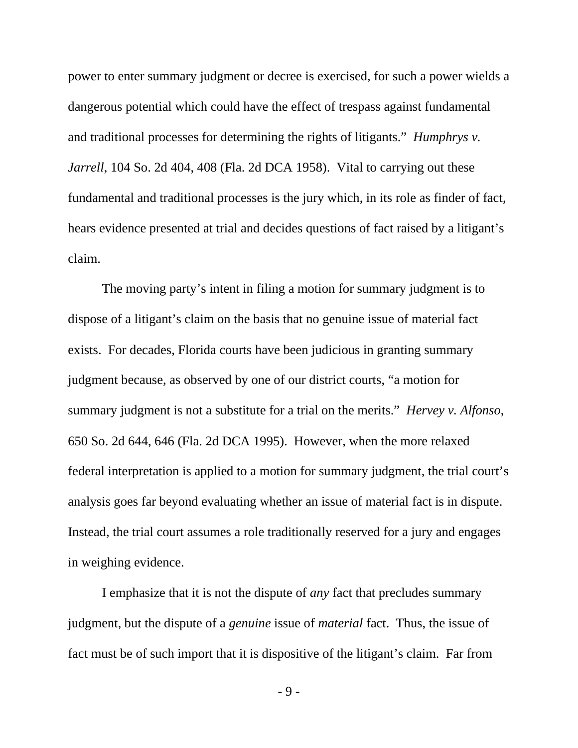power to enter summary judgment or decree is exercised, for such a power wields a dangerous potential which could have the effect of trespass against fundamental and traditional processes for determining the rights of litigants." *Humphrys v. Jarrell*, 104 So. 2d 404, 408 (Fla. 2d DCA 1958). Vital to carrying out these fundamental and traditional processes is the jury which, in its role as finder of fact, hears evidence presented at trial and decides questions of fact raised by a litigant's claim.

The moving party's intent in filing a motion for summary judgment is to dispose of a litigant's claim on the basis that no genuine issue of material fact exists. For decades, Florida courts have been judicious in granting summary judgment because, as observed by one of our district courts, "a motion for summary judgment is not a substitute for a trial on the merits." *Hervey v. Alfonso*, 650 So. 2d 644, 646 (Fla. 2d DCA 1995). However, when the more relaxed federal interpretation is applied to a motion for summary judgment, the trial court's analysis goes far beyond evaluating whether an issue of material fact is in dispute. Instead, the trial court assumes a role traditionally reserved for a jury and engages in weighing evidence.

I emphasize that it is not the dispute of *any* fact that precludes summary judgment, but the dispute of a *genuine* issue of *material* fact. Thus, the issue of fact must be of such import that it is dispositive of the litigant's claim. Far from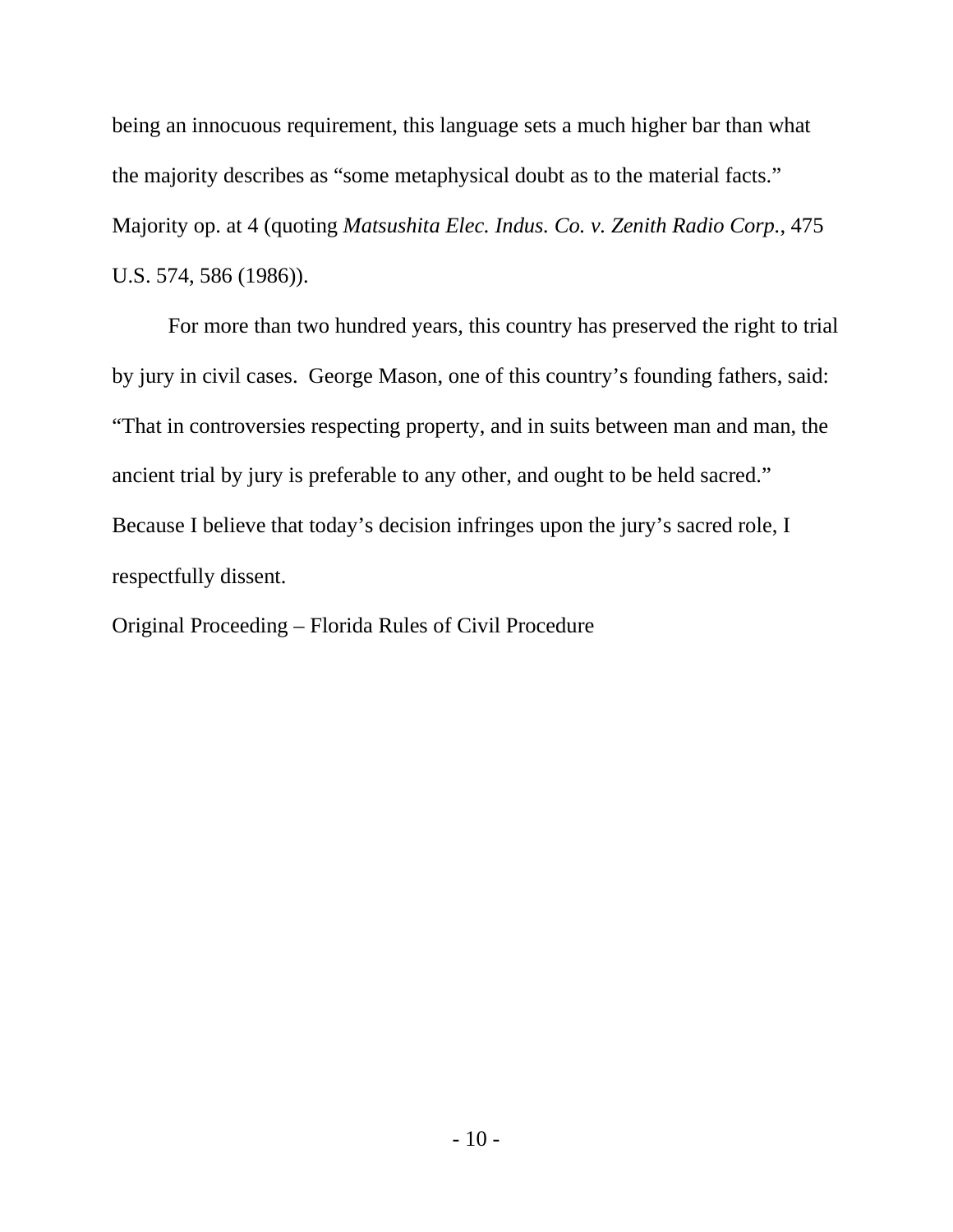being an innocuous requirement, this language sets a much higher bar than what the majority describes as "some metaphysical doubt as to the material facts." Majority op. at 4 (quoting *Matsushita Elec. Indus. Co. v. Zenith Radio Corp.*, 475 U.S. 574, 586 (1986)).

For more than two hundred years, this country has preserved the right to trial by jury in civil cases. George Mason, one of this country's founding fathers, said: "That in controversies respecting property, and in suits between man and man, the ancient trial by jury is preferable to any other, and ought to be held sacred." Because I believe that today's decision infringes upon the jury's sacred role, I respectfully dissent.

Original Proceeding – Florida Rules of Civil Procedure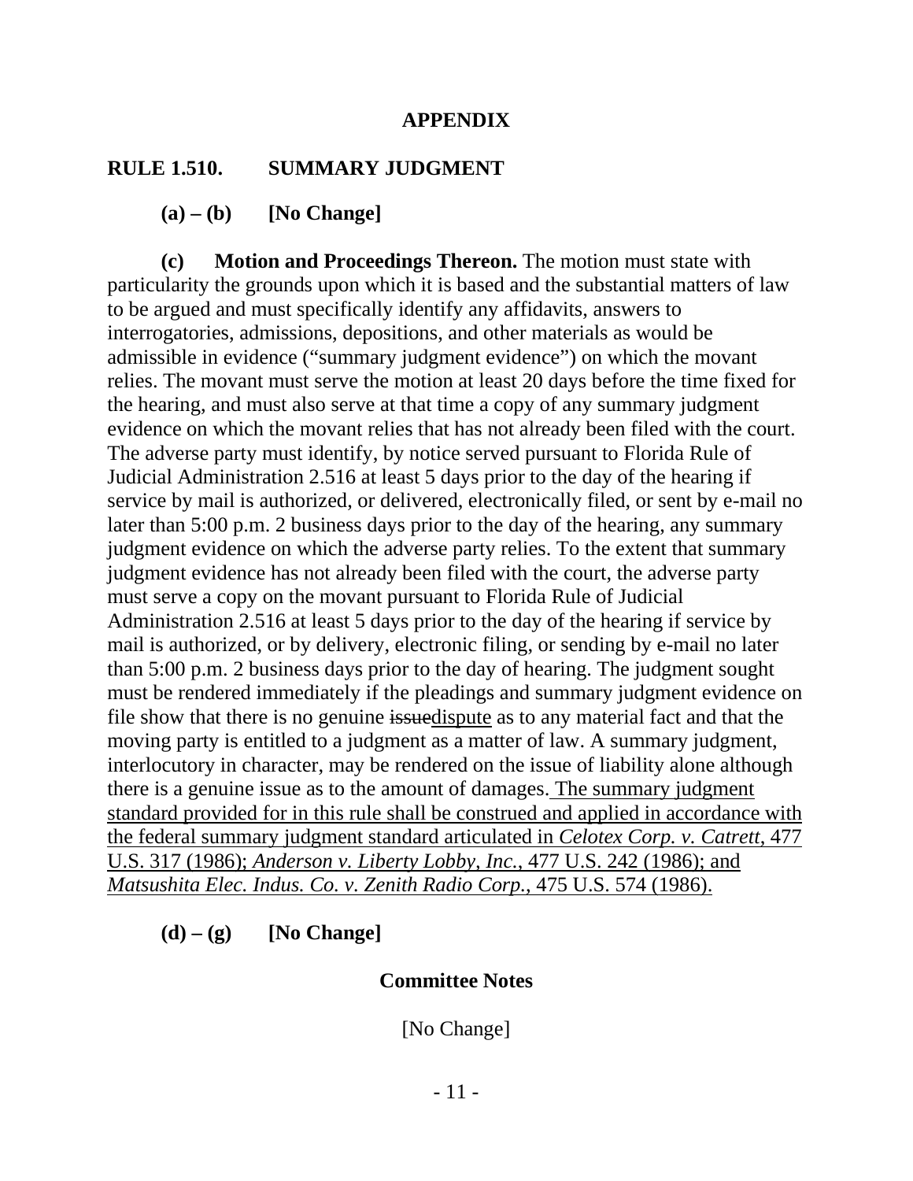## APPENDIX

## RULE 1.510. SUMMARY JUDGMENT

**(a) – (b) [No Change]**

**(c) Motion and Proceedings Thereon.** The motion must state with particularity the grounds upon which it is based and the substantial matters of law to be argued and must specifically identify any affidavits, answers to interrogatories, admissions, depositions, and other materials as would be admissible in evidence ("summary judgment evidence") on which the movant relies. The movant must serve the motion at least 20 days before the time fixed for the hearing, and must also serve at that time a copy of any summary judgment evidence on which the movant relies that has not already been filed with the court. The adverse party must identify, by notice served pursuant to Florida Rule of Judicial Administration 2.516 at least 5 days prior to the day of the hearing if service by mail is authorized, or delivered, electronically filed, or sent by e-mail no later than 5:00 p.m. 2 business days prior to the day of the hearing, any summary judgment evidence on which the adverse party relies. To the extent that summary judgment evidence has not already been filed with the court, the adverse party must serve a copy on the movant pursuant to Florida Rule of Judicial Administration 2.516 at least 5 days prior to the day of the hearing if service by mail is authorized, or by delivery, electronic filing, or sending by e-mail no later than 5:00 p.m. 2 business days prior to the day of hearing. The judgment sought must be rendered immediately if the pleadings and summary judgment evidence on file show that there is no genuine ~~issue~~<u>dispute</u> as to any material fact and that the moving party is entitled to a judgment as a matter of law. A summary judgment, interlocutory in character, may be rendered on the issue of liability alone although there is a genuine issue as to the amount of damages.<u> The summary judgment standard provided for in this rule shall be construed and applied in accordance with the federal summary judgment standard articulated in *Celotex Corp. v. Catrett*, 477 U.S. 317 (1986); *Anderson v. Liberty Lobby, Inc.*, 477 U.S. 242 (1986); and *Matsushita Elec. Indus. Co. v. Zenith Radio Corp.*, 475 U.S. 574 (1986).</u>

**(d) – (g) [No Change]**

### Committee Notes

[No Change]